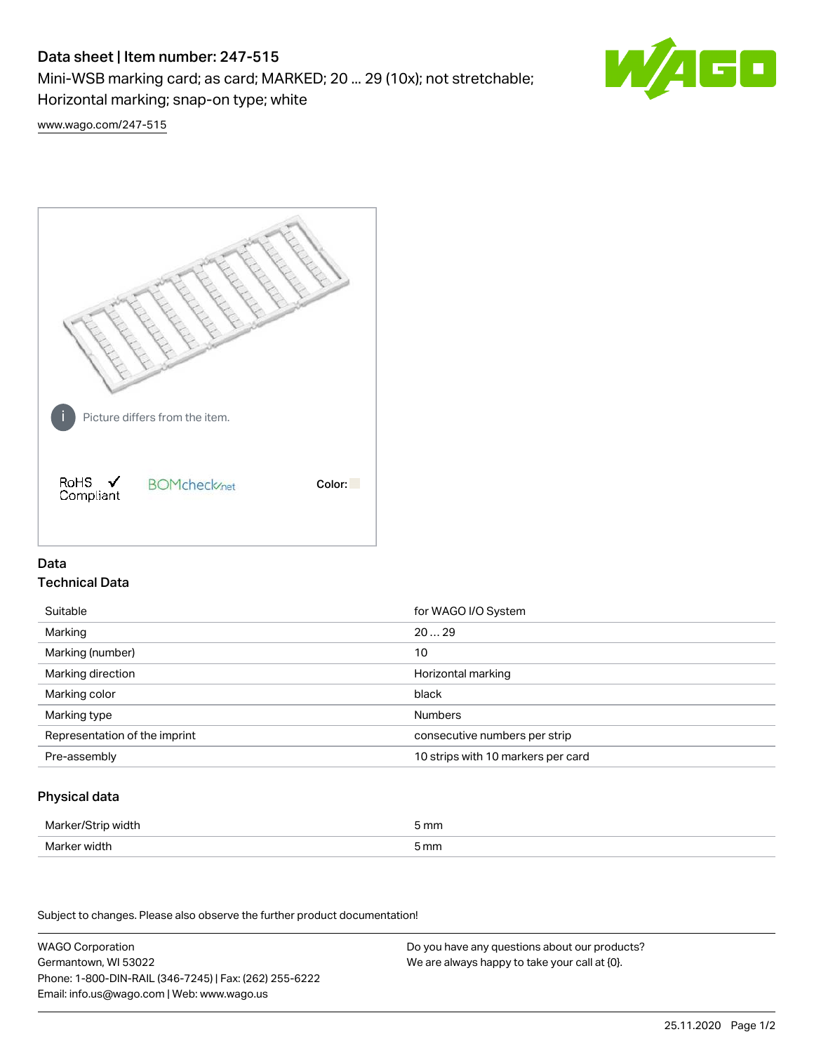# Data sheet | Item number: 247-515

Mini-WSB marking card; as card; MARKED; 20 ... 29 (10x); not stretchable; Horizontal marking; snap-on type; white

www.wago.com/247-515

Picture differs from the item.

RoHS ✓ Compliant

BOMcheck.net

Color:

## Data

### Technical Data

| | |
|---|---|
| Suitable | for WAGO I/O System |
| Marking | 20 … 29 |
| Marking (number) | 10 |
| Marking direction | Horizontal marking |
| Marking color | black |
| Marking type | Numbers |
| Representation of the imprint | consecutive numbers per strip |
| Pre-assembly | 10 strips with 10 markers per card |

### Physical data

| | |
|---|---|
| Marker/Strip width | 5 mm |
| Marker width | 5 mm |

Subject to changes. Please also observe the further product documentation!

WAGO Corporation
Germantown, WI 53022
Phone: 1-800-DIN-RAIL (346-7245) | Fax: (262) 255-6222
Email: info.us@wago.com | Web: www.wago.us

Do you have any questions about our products?
We are always happy to take your call at {0}.

25.11.2020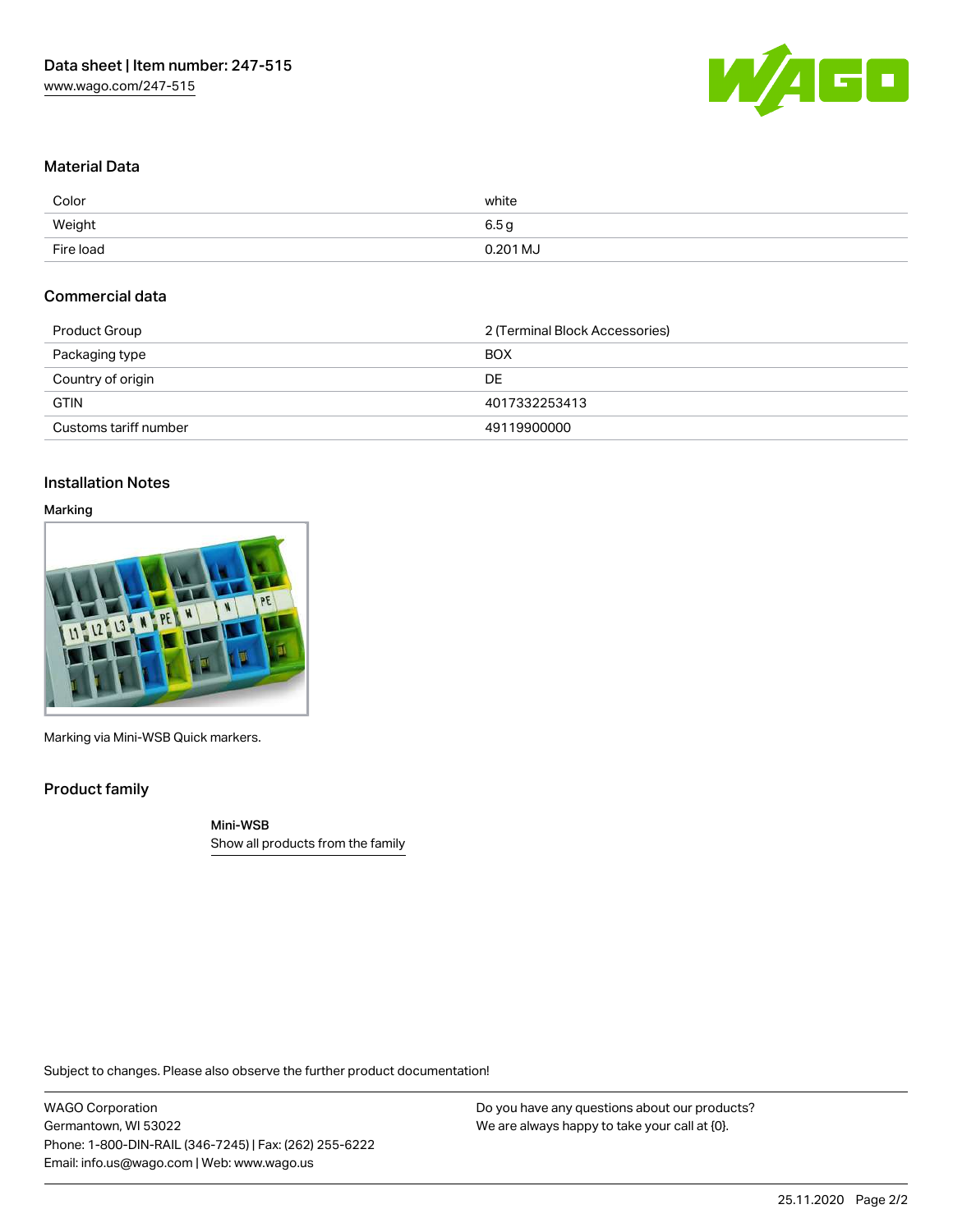Data sheet | Item number: 247-515
www.wago.com/247-515

## Material Data

| | |
|---|---|
| Color | white |
| Weight | 6.5 g |
| Fire load | 0.201 MJ |

## Commercial data

| | |
|---|---|
| Product Group | 2 (Terminal Block Accessories) |
| Packaging type | BOX |
| Country of origin | DE |
| GTIN | 4017332253413 |
| Customs tariff number | 49119900000 |

## Installation Notes

### Marking

Marking via Mini-WSB Quick markers.

## Product family

Mini-WSB
Show all products from the family

Subject to changes. Please also observe the further product documentation!

WAGO Corporation
Germantown, WI 53022
Phone: 1-800-DIN-RAIL (346-7245) | Fax: (262) 255-6222
Email: info.us@wago.com | Web: www.wago.us

Do you have any questions about our products?
We are always happy to take your call at {0}.

25.11.2020